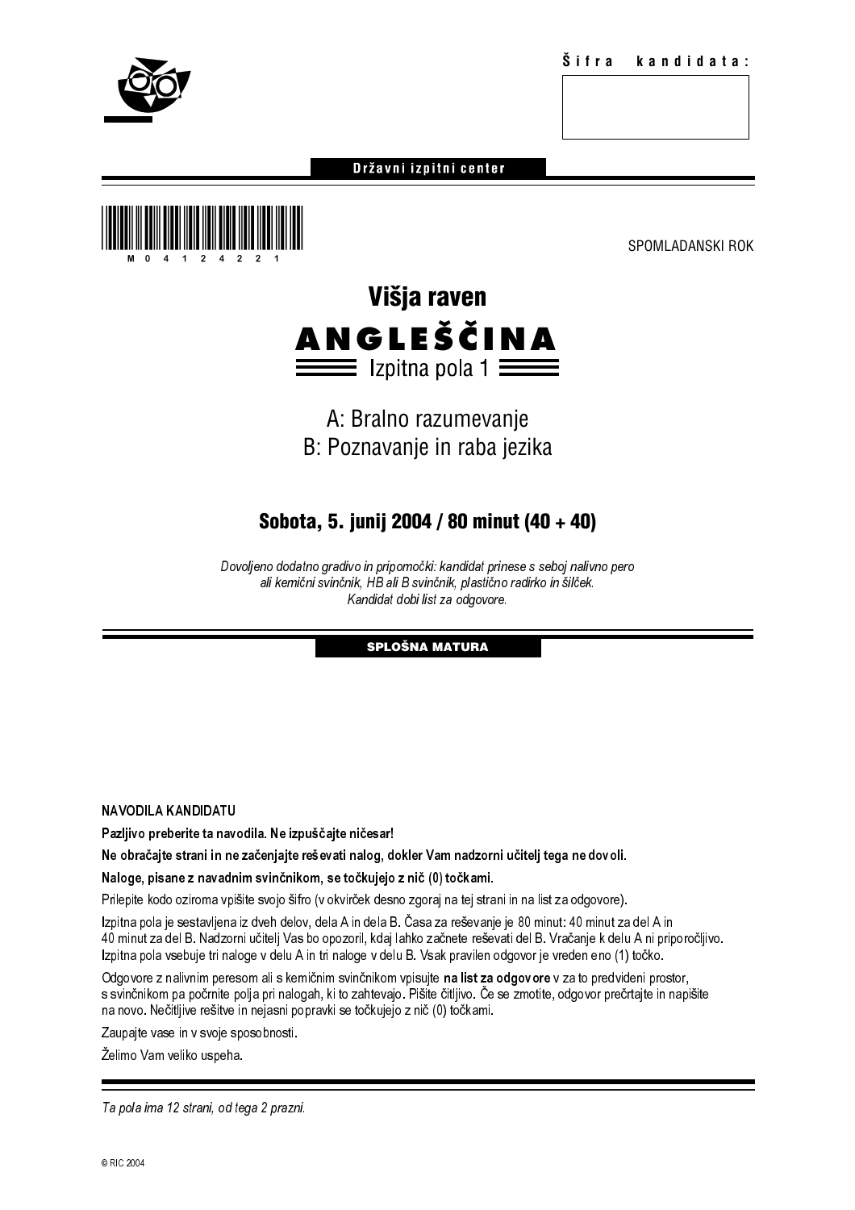Šifra kandidata:

Državni izpitni center

M 0 4 1 2 4 2 2 1

SPOMLADANSKI ROK

# Višja raven

# ANGLEŠČINA

## Izpitna pola 1

A: Bralno razumevanje

B: Poznavanje in raba jezika

**Sobota, 5. junij 2004 / 80 minut (40 + 40)**

*Dovoljeno dodatno gradivo in pripomočki: kandidat prinese s seboj nalivno pero ali kemični svinčnik, HB ali B svinčnik, plastično radirko in šilček. Kandidat dobi list za odgovore.*

**SPLOŠNA MATURA**

NAVODILA KANDIDATU

**Pazljivo preberite ta navodila. Ne izpuščajte ničesar!**

**Ne obračajte strani in ne začenjajte reševati nalog, dokler Vam nadzorni učitelj tega ne dovoli.**

**Naloge, pisane z navadnim svinčnikom, se točkujejo z nič (0) točkami.**

Prilepite kodo oziroma vpišite svojo šifro (v okvirček desno zgoraj na tej strani in na list za odgovore).

Izpitna pola je sestavljena iz dveh delov, dela A in dela B. Časa za reševanje je 80 minut: 40 minut za del A in 40 minut za del B. Nadzorni učitelj Vas bo opozoril, kdaj lahko začnete reševati del B. Vračanje k delu A ni priporočljivo. Izpitna pola vsebuje tri naloge v delu A in tri naloge v delu B. Vsak pravilen odgovor je vreden eno (1) točko.

Odgovore z nalivnim peresom ali s kemičnim svinčnikom vpisujte **na list za odgovore** v za to predvideni prostor, s svinčnikom pa počrnite polja pri nalogah, ki to zahtevajo. Pišite čitljivo. Če se zmotite, odgovor prečrtajte in napišite na novo. Nečitljive rešitve in nejasni popravki se točkujejo z nič (0) točkami.

Zaupajte vase in v svoje sposobnosti.

Želimo Vam veliko uspeha.

*Ta pola ima 12 strani, od tega 2 prazni.*

© RIC 2004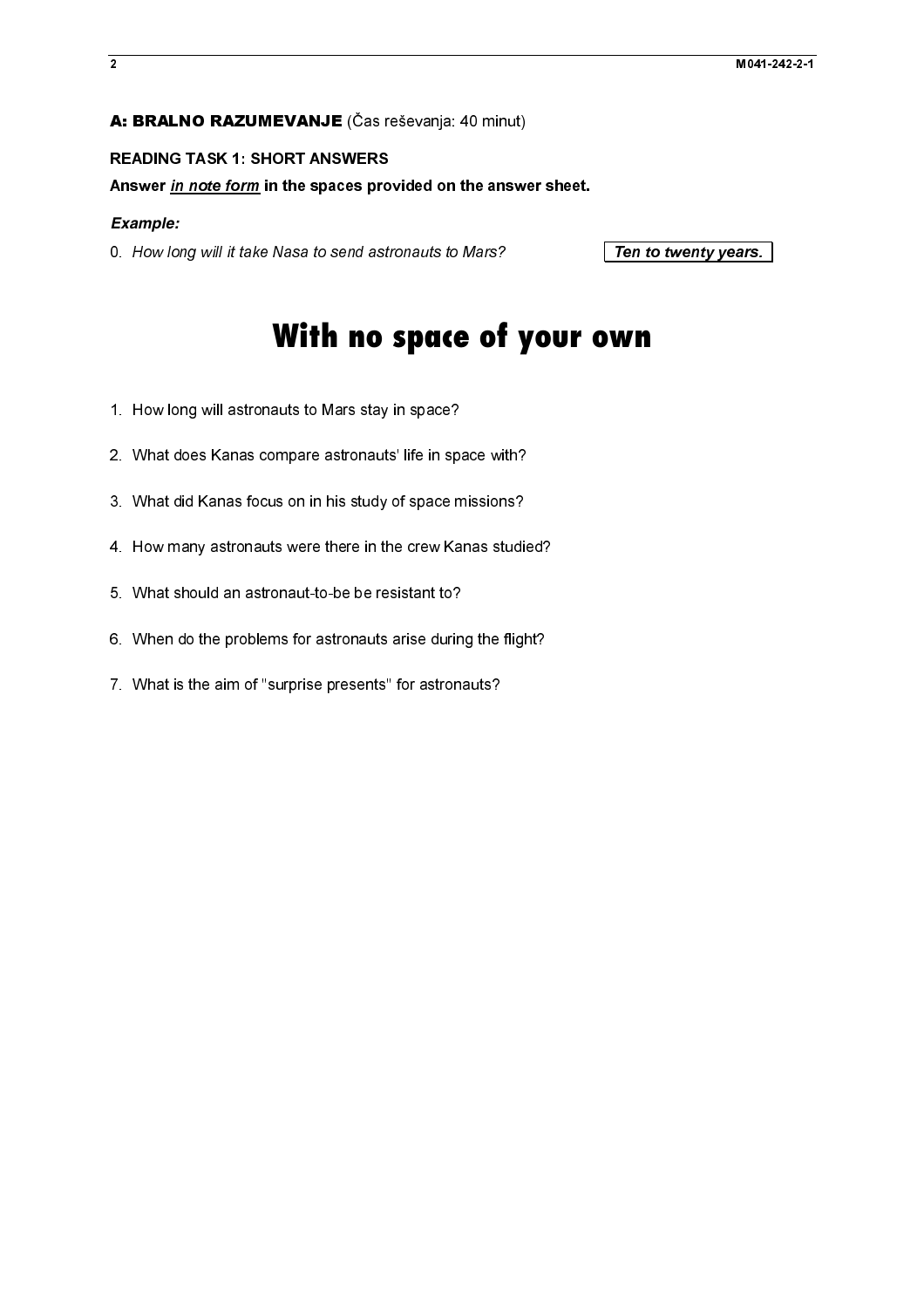**A: BRALNO RAZUMEVANJE** (Čas reševanja: 40 minut)

**READING TASK 1: SHORT ANSWERS**

**Answer *in note form* in the spaces provided on the answer sheet.**

***Example:***

0. *How long will it take Nasa to send astronauts to Mars?* **Ten to twenty years.**

# With no space of your own

1. How long will astronauts to Mars stay in space?

2. What does Kanas compare astronauts' life in space with?

3. What did Kanas focus on in his study of space missions?

4. How many astronauts were there in the crew Kanas studied?

5. What should an astronaut-to-be be resistant to?

6. When do the problems for astronauts arise during the flight?

7. What is the aim of "surprise presents" for astronauts?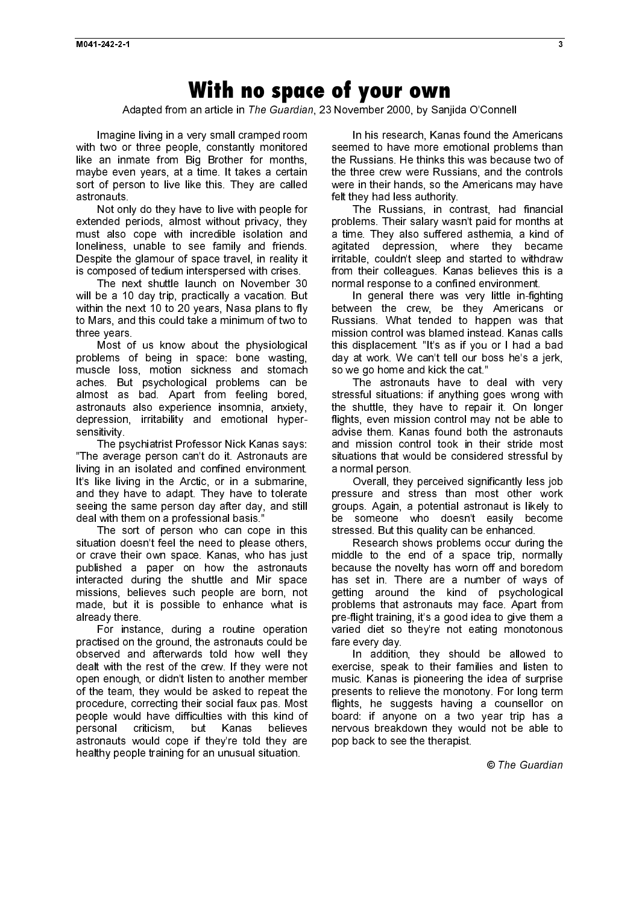# With no space of your own

Adapted from an article in *The Guardian*, 23 November 2000, by Sanjida O'Connell

Imagine living in a very small cramped room with two or three people, constantly monitored like an inmate from Big Brother for months, maybe even years, at a time. It takes a certain sort of person to live like this. They are called astronauts.

Not only do they have to live with people for extended periods, almost without privacy, they must also cope with incredible isolation and loneliness, unable to see family and friends. Despite the glamour of space travel, in reality it is composed of tedium interspersed with crises.

The next shuttle launch on November 30 will be a 10 day trip, practically a vacation. But within the next 10 to 20 years, Nasa plans to fly to Mars, and this could take a minimum of two to three years.

Most of us know about the physiological problems of being in space: bone wasting, muscle loss, motion sickness and stomach aches. But psychological problems can be almost as bad. Apart from feeling bored, astronauts also experience insomnia, anxiety, depression, irritability and emotional hyper-sensitivity.

The psychiatrist Professor Nick Kanas says: "The average person can't do it. Astronauts are living in an isolated and confined environment. It's like living in the Arctic, or in a submarine, and they have to adapt. They have to tolerate seeing the same person day after day, and still deal with them on a professional basis."

The sort of person who can cope in this situation doesn't feel the need to please others, or crave their own space. Kanas, who has just published a paper on how the astronauts interacted during the shuttle and Mir space missions, believes such people are born, not made, but it is possible to enhance what is already there.

For instance, during a routine operation practised on the ground, the astronauts could be observed and afterwards told how well they dealt with the rest of the crew. If they were not open enough, or didn't listen to another member of the team, they would be asked to repeat the procedure, correcting their social faux pas. Most people would have difficulties with this kind of personal criticism, but Kanas believes astronauts would cope if they're told they are healthy people training for an unusual situation.

In his research, Kanas found the Americans seemed to have more emotional problems than the Russians. He thinks this was because two of the three crew were Russians, and the controls were in their hands, so the Americans may have felt they had less authority.

The Russians, in contrast, had financial problems. Their salary wasn't paid for months at a time. They also suffered asthemia, a kind of agitated depression, where they became irritable, couldn't sleep and started to withdraw from their colleagues. Kanas believes this is a normal response to a confined environment.

In general there was very little in-fighting between the crew, be they Americans or Russians. What tended to happen was that mission control was blamed instead. Kanas calls this displacement. "It's as if you or I had a bad day at work. We can't tell our boss he's a jerk, so we go home and kick the cat."

The astronauts have to deal with very stressful situations: if anything goes wrong with the shuttle, they have to repair it. On longer flights, even mission control may not be able to advise them. Kanas found both the astronauts and mission control took in their stride most situations that would be considered stressful by a normal person.

Overall, they perceived significantly less job pressure and stress than most other work groups. Again, a potential astronaut is likely to be someone who doesn't easily become stressed. But this quality can be enhanced.

Research shows problems occur during the middle to the end of a space trip, normally because the novelty has worn off and boredom has set in. There are a number of ways of getting around the kind of psychological problems that astronauts may face. Apart from pre-flight training, it's a good idea to give them a varied diet so they're not eating monotonous fare every day.

In addition, they should be allowed to exercise, speak to their families and listen to music. Kanas is pioneering the idea of surprise presents to relieve the monotony. For long term flights, he suggests having a counsellor on board: if anyone on a two year trip has a nervous breakdown they would not be able to pop back to see the therapist.

© *The Guardian*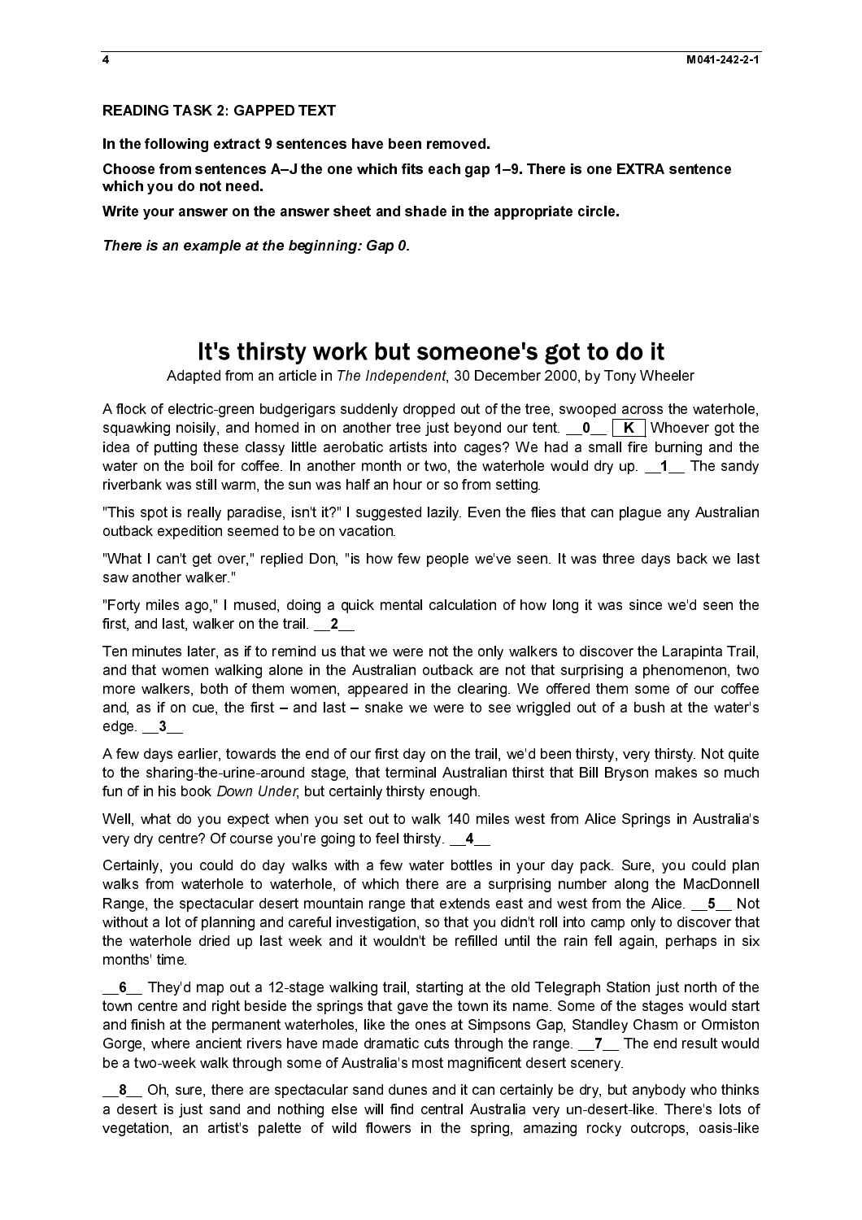**READING TASK 2: GAPPED TEXT**

**In the following extract 9 sentences have been removed.**

**Choose from sentences A–J the one which fits each gap 1–9. There is one EXTRA sentence which you do not need.**

**Write your answer on the answer sheet and shade in the appropriate circle.**

***There is an example at the beginning: Gap 0.***

# It's thirsty work but someone's got to do it

Adapted from an article in *The Independent*, 30 December 2000, by Tony Wheeler

A flock of electric-green budgerigars suddenly dropped out of the tree, swooped across the waterhole, squawking noisily, and homed in on another tree just beyond our tent. __**0**__ **K** Whoever got the idea of putting these classy little aerobatic artists into cages? We had a small fire burning and the water on the boil for coffee. In another month or two, the waterhole would dry up. __**1**__ The sandy riverbank was still warm, the sun was half an hour or so from setting.

"This spot is really paradise, isn't it?" I suggested lazily. Even the flies that can plague any Australian outback expedition seemed to be on vacation.

"What I can't get over," replied Don, "is how few people we've seen. It was three days back we last saw another walker."

"Forty miles ago," I mused, doing a quick mental calculation of how long it was since we'd seen the first, and last, walker on the trail. __**2**__

Ten minutes later, as if to remind us that we were not the only walkers to discover the Larapinta Trail, and that women walking alone in the Australian outback are not that surprising a phenomenon, two more walkers, both of them women, appeared in the clearing. We offered them some of our coffee and, as if on cue, the first – and last – snake we were to see wriggled out of a bush at the water's edge. __**3**__

A few days earlier, towards the end of our first day on the trail, we'd been thirsty, very thirsty. Not quite to the sharing-the-urine-around stage, that terminal Australian thirst that Bill Bryson makes so much fun of in his book *Down Under*, but certainly thirsty enough.

Well, what do you expect when you set out to walk 140 miles west from Alice Springs in Australia's very dry centre? Of course you're going to feel thirsty. __**4**__

Certainly, you could do day walks with a few water bottles in your day pack. Sure, you could plan walks from waterhole to waterhole, of which there are a surprising number along the MacDonnell Range, the spectacular desert mountain range that extends east and west from the Alice. __**5**__ Not without a lot of planning and careful investigation, so that you didn't roll into camp only to discover that the waterhole dried up last week and it wouldn't be refilled until the rain fell again, perhaps in six months' time.

__**6**__ They'd map out a 12-stage walking trail, starting at the old Telegraph Station just north of the town centre and right beside the springs that gave the town its name. Some of the stages would start and finish at the permanent waterholes, like the ones at Simpsons Gap, Standley Chasm or Ormiston Gorge, where ancient rivers have made dramatic cuts through the range. __**7**__ The end result would be a two-week walk through some of Australia's most magnificent desert scenery.

__**8**__ Oh, sure, there are spectacular sand dunes and it can certainly be dry, but anybody who thinks a desert is just sand and nothing else will find central Australia very un-desert-like. There's lots of vegetation, an artist's palette of wild flowers in the spring, amazing rocky outcrops, oasis-like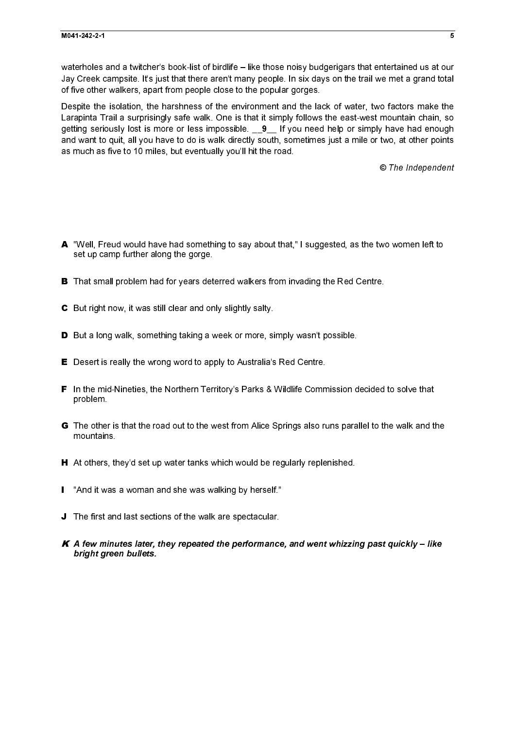waterholes and a twitcher's book-list of birdlife – like those noisy budgerigars that entertained us at our Jay Creek campsite. It's just that there aren't many people. In six days on the trail we met a grand total of five other walkers, apart from people close to the popular gorges.

Despite the isolation, the harshness of the environment and the lack of water, two factors make the Larapinta Trail a surprisingly safe walk. One is that it simply follows the east-west mountain chain, so getting seriously lost is more or less impossible. __**9**__ If you need help or simply have had enough and want to quit, all you have to do is walk directly south, sometimes just a mile or two, at other points as much as five to 10 miles, but eventually you'll hit the road.

*© The Independent*

**A** "Well, Freud would have had something to say about that," I suggested, as the two women left to set up camp further along the gorge.

**B** That small problem had for years deterred walkers from invading the Red Centre.

**C** But right now, it was still clear and only slightly salty.

**D** But a long walk, something taking a week or more, simply wasn't possible.

**E** Desert is really the wrong word to apply to Australia's Red Centre.

**F** In the mid-Nineties, the Northern Territory's Parks & Wildlife Commission decided to solve that problem.

**G** The other is that the road out to the west from Alice Springs also runs parallel to the walk and the mountains.

**H** At others, they'd set up water tanks which would be regularly replenished.

**I** "And it was a woman and she was walking by herself."

**J** The first and last sections of the walk are spectacular.

***K*** ***A few minutes later, they repeated the performance, and went whizzing past quickly – like bright green bullets.***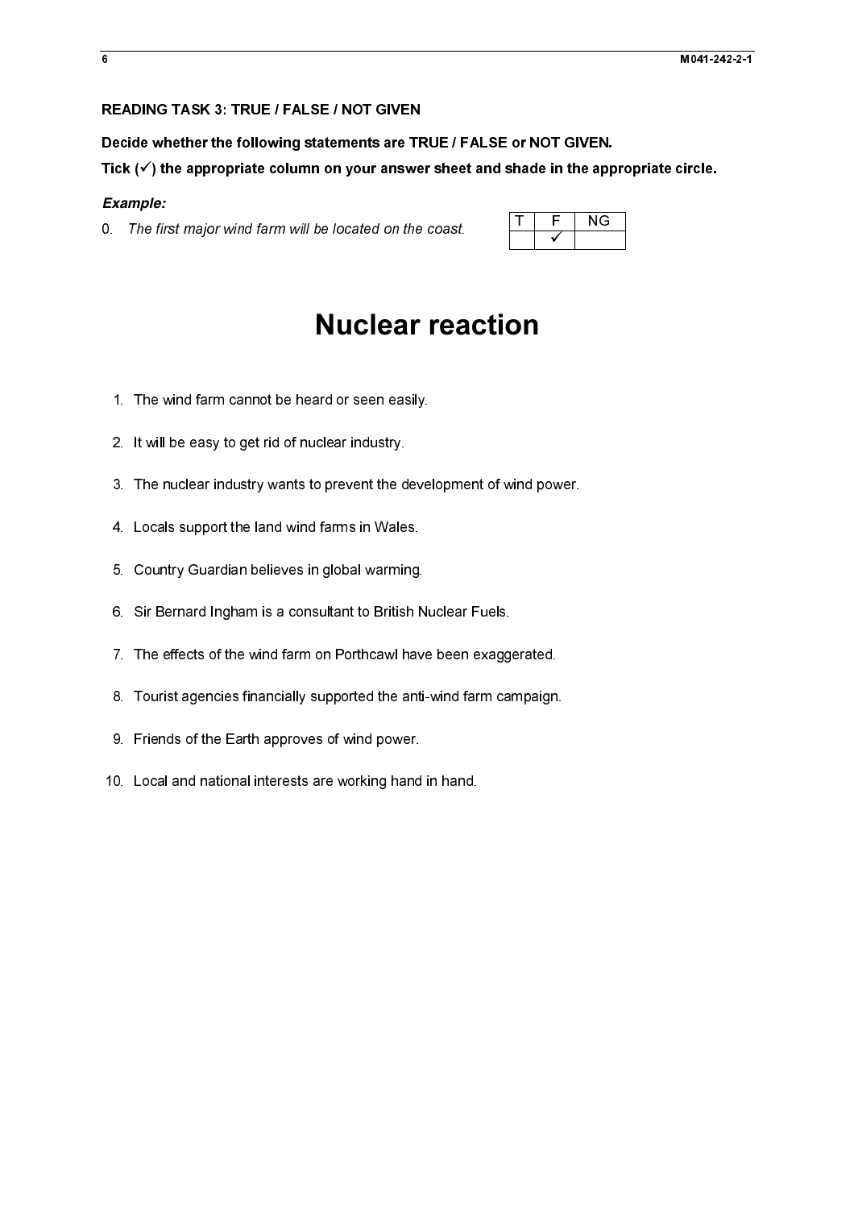**READING TASK 3: TRUE / FALSE / NOT GIVEN**

**Decide whether the following statements are TRUE / FALSE or NOT GIVEN.**

**Tick (✓) the appropriate column on your answer sheet and shade in the appropriate circle.**

***Example:***

0. *The first major wind farm will be located on the coast.*

| T | F | NG |
|---|---|---|
| | ✓ | |

# Nuclear reaction

1. The wind farm cannot be heard or seen easily.
2. It will be easy to get rid of nuclear industry.
3. The nuclear industry wants to prevent the development of wind power.
4. Locals support the land wind farms in Wales.
5. Country Guardian believes in global warming.
6. Sir Bernard Ingham is a consultant to British Nuclear Fuels.
7. The effects of the wind farm on Porthcawl have been exaggerated.
8. Tourist agencies financially supported the anti-wind farm campaign.
9. Friends of the Earth approves of wind power.
10. Local and national interests are working hand in hand.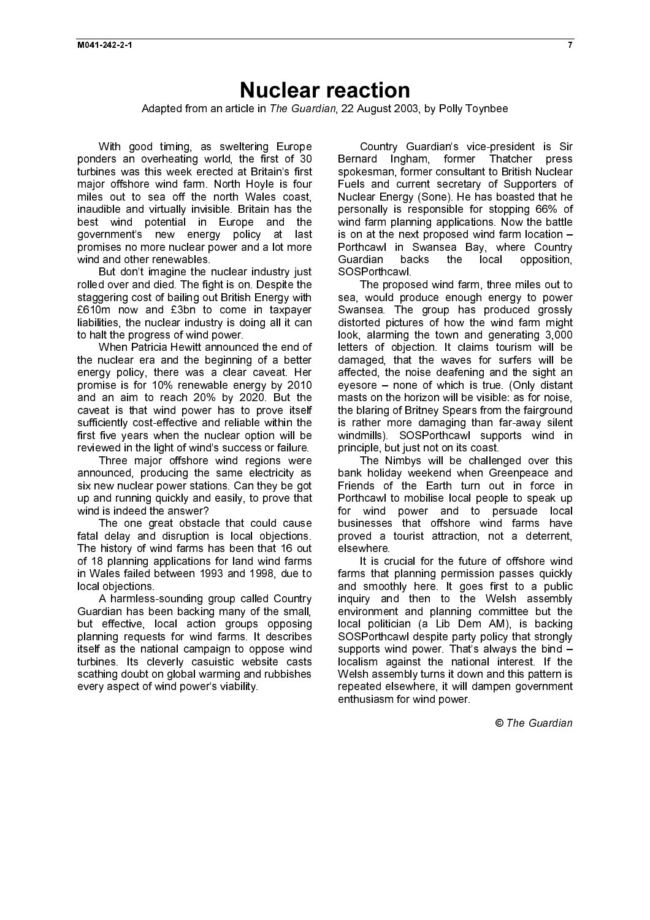# Nuclear reaction

Adapted from an article in *The Guardian*, 22 August 2003, by Polly Toynbee

With good timing, as sweltering Europe ponders an overheating world, the first of 30 turbines was this week erected at Britain's first major offshore wind farm. North Hoyle is four miles out to sea off the north Wales coast, inaudible and virtually invisible. Britain has the best wind potential in Europe and the government's new energy policy at last promises no more nuclear power and a lot more wind and other renewables.

But don't imagine the nuclear industry just rolled over and died. The fight is on. Despite the staggering cost of bailing out British Energy with £610m now and £3bn to come in taxpayer liabilities, the nuclear industry is doing all it can to halt the progress of wind power.

When Patricia Hewitt announced the end of the nuclear era and the beginning of a better energy policy, there was a clear caveat. Her promise is for 10% renewable energy by 2010 and an aim to reach 20% by 2020. But the caveat is that wind power has to prove itself sufficiently cost-effective and reliable within the first five years when the nuclear option will be reviewed in the light of wind's success or failure.

Three major offshore wind regions were announced, producing the same electricity as six new nuclear power stations. Can they be got up and running quickly and easily, to prove that wind is indeed the answer?

The one great obstacle that could cause fatal delay and disruption is local objections. The history of wind farms has been that 16 out of 18 planning applications for land wind farms in Wales failed between 1993 and 1998, due to local objections.

A harmless-sounding group called Country Guardian has been backing many of the small, but effective, local action groups opposing planning requests for wind farms. It describes itself as the national campaign to oppose wind turbines. Its cleverly casuistic website casts scathing doubt on global warming and rubbishes every aspect of wind power's viability.

Country Guardian's vice-president is Sir Bernard Ingham, former Thatcher press spokesman, former consultant to British Nuclear Fuels and current secretary of Supporters of Nuclear Energy (Sone). He has boasted that he personally is responsible for stopping 66% of wind farm planning applications. Now the battle is on at the next proposed wind farm location – Porthcawl in Swansea Bay, where Country Guardian backs the local opposition, SOSPorthcawl.

The proposed wind farm, three miles out to sea, would produce enough energy to power Swansea. The group has produced grossly distorted pictures of how the wind farm might look, alarming the town and generating 3,000 letters of objection. It claims tourism will be damaged, that the waves for surfers will be affected, the noise deafening and the sight an eyesore – none of which is true. (Only distant masts on the horizon will be visible: as for noise, the blaring of Britney Spears from the fairground is rather more damaging than far-away silent windmills). SOSPorthcawl supports wind in principle, but just not on its coast.

The Nimbys will be challenged over this bank holiday weekend when Greenpeace and Friends of the Earth turn out in force in Porthcawl to mobilise local people to speak up for wind power and to persuade local businesses that offshore wind farms have proved a tourist attraction, not a deterrent, elsewhere.

It is crucial for the future of offshore wind farms that planning permission passes quickly and smoothly here. It goes first to a public inquiry and then to the Welsh assembly environment and planning committee but the local politician (a Lib Dem AM), is backing SOSPorthcawl despite party policy that strongly supports wind power. That's always the bind – localism against the national interest. If the Welsh assembly turns it down and this pattern is repeated elsewhere, it will dampen government enthusiasm for wind power.

© *The Guardian*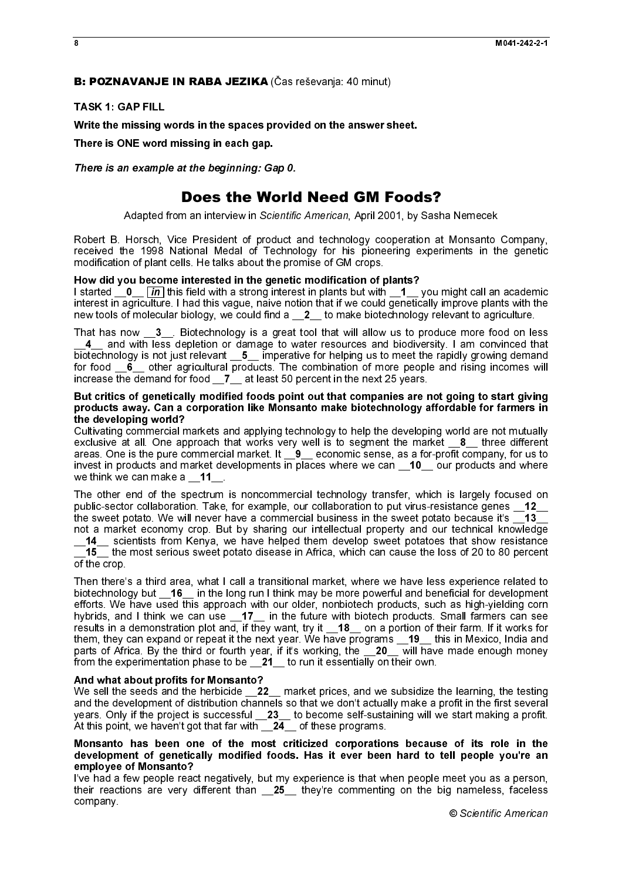**B: POZNAVANJE IN RABA JEZIKA** (Čas reševanja: 40 minut)

**TASK 1: GAP FILL**

**Write the missing words in the spaces provided on the answer sheet.**

**There is ONE word missing in each gap.**

***There is an example at the beginning: Gap 0.***

# Does the World Need GM Foods?

Adapted from an interview in *Scientific American*, April 2001, by Sasha Nemecek

Robert B. Horsch, Vice President of product and technology cooperation at Monsanto Company, received the 1998 National Medal of Technology for his pioneering experiments in the genetic modification of plant cells. He talks about the promise of GM crops.

**How did you become interested in the genetic modification of plants?**
I started __0__ *in* this field with a strong interest in plants but with __1__ you might call an academic interest in agriculture. I had this vague, naive notion that if we could genetically improve plants with the new tools of molecular biology, we could find a __2__ to make biotechnology relevant to agriculture.

That has now __3__. Biotechnology is a great tool that will allow us to produce more food on less __4__ and with less depletion or damage to water resources and biodiversity. I am convinced that biotechnology is not just relevant __5__ imperative for helping us to meet the rapidly growing demand for food __6__ other agricultural products. The combination of more people and rising incomes will increase the demand for food __7__ at least 50 percent in the next 25 years.

**But critics of genetically modified foods point out that companies are not going to start giving products away. Can a corporation like Monsanto make biotechnology affordable for farmers in the developing world?**
Cultivating commercial markets and applying technology to help the developing world are not mutually exclusive at all. One approach that works very well is to segment the market __8__ three different areas. One is the pure commercial market. It __9__ economic sense, as a for-profit company, for us to invest in products and market developments in places where we can __10__ our products and where we think we can make a __11__.

The other end of the spectrum is noncommercial technology transfer, which is largely focused on public-sector collaboration. Take, for example, our collaboration to put virus-resistance genes __12__ the sweet potato. We will never have a commercial business in the sweet potato because it's __13__ not a market economy crop. But by sharing our intellectual property and our technical knowledge __14__ scientists from Kenya, we have helped them develop sweet potatoes that show resistance __15__ the most serious sweet potato disease in Africa, which can cause the loss of 20 to 80 percent of the crop.

Then there's a third area, what I call a transitional market, where we have less experience related to biotechnology but __16__ in the long run I think may be more powerful and beneficial for development efforts. We have used this approach with our older, nonbiotech products, such as high-yielding corn hybrids, and I think we can use __17__ in the future with biotech products. Small farmers can see results in a demonstration plot and, if they want, try it __18__ on a portion of their farm. If it works for them, they can expand or repeat it the next year. We have programs __19__ this in Mexico, India and parts of Africa. By the third or fourth year, if it's working, the __20__ will have made enough money from the experimentation phase to be __21__ to run it essentially on their own.

**And what about profits for Monsanto?**
We sell the seeds and the herbicide __22__ market prices, and we subsidize the learning, the testing and the development of distribution channels so that we don't actually make a profit in the first several years. Only if the project is successful __23__ to become self-sustaining will we start making a profit. At this point, we haven't got that far with __24__ of these programs.

**Monsanto has been one of the most criticized corporations because of its role in the development of genetically modified foods. Has it ever been hard to tell people you're an employee of Monsanto?**
I've had a few people react negatively, but my experience is that when people meet you as a person, their reactions are very different than __25__ they're commenting on the big nameless, faceless company.

*© Scientific American*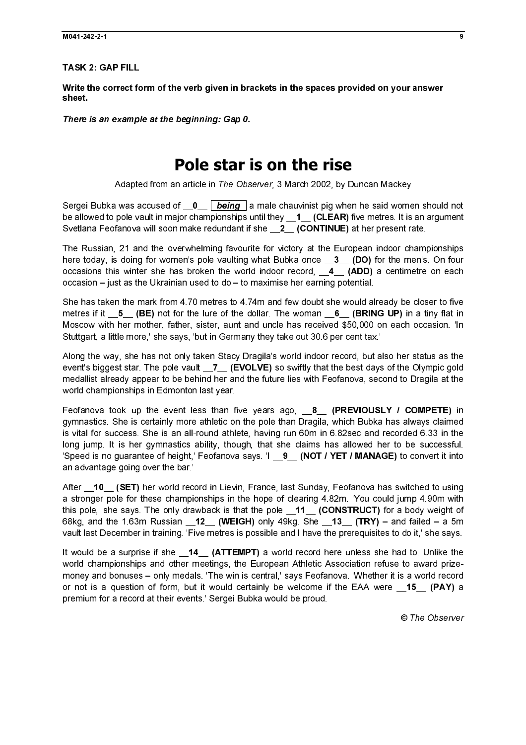**TASK 2: GAP FILL**

**Write the correct form of the verb given in brackets in the spaces provided on your answer sheet.**

***There is an example at the beginning: Gap 0.***

# Pole star is on the rise

Adapted from an article in *The Observer*, 3 March 2002, by Duncan Mackey

Sergei Bubka was accused of __**0**__ ***being*** a male chauvinist pig when he said women should not be allowed to pole vault in major championships until they __**1**__ **(CLEAR)** five metres. It is an argument Svetlana Feofanova will soon make redundant if she __**2**__ **(CONTINUE)** at her present rate.

The Russian, 21 and the overwhelming favourite for victory at the European indoor championships here today, is doing for women's pole vaulting what Bubka once __**3**__ **(DO)** for the men's. On four occasions this winter she has broken the world indoor record, __**4**__ **(ADD)** a centimetre on each occasion – just as the Ukrainian used to do – to maximise her earning potential.

She has taken the mark from 4.70 metres to 4.74m and few doubt she would already be closer to five metres if it __**5**__ **(BE)** not for the lure of the dollar. The woman __**6**__ **(BRING UP)** in a tiny flat in Moscow with her mother, father, sister, aunt and uncle has received $50,000 on each occasion. 'In Stuttgart, a little more,' she says, 'but in Germany they take out 30.6 per cent tax.'

Along the way, she has not only taken Stacy Dragila's world indoor record, but also her status as the event's biggest star. The pole vault __**7**__ **(EVOLVE)** so swiftly that the best days of the Olympic gold medallist already appear to be behind her and the future lies with Feofanova, second to Dragila at the world championships in Edmonton last year.

Feofanova took up the event less than five years ago, __**8**__ **(PREVIOUSLY / COMPETE)** in gymnastics. She is certainly more athletic on the pole than Dragila, which Bubka has always claimed is vital for success. She is an all-round athlete, having run 60m in 6.82sec and recorded 6.33 in the long jump. It is her gymnastics ability, though, that she claims has allowed her to be successful. 'Speed is no guarantee of height,' Feofanova says. 'I __**9**__ **(NOT / YET / MANAGE)** to convert it into an advantage going over the bar.'

After __**10**__ **(SET)** her world record in Lievin, France, last Sunday, Feofanova has switched to using a stronger pole for these championships in the hope of clearing 4.82m. 'You could jump 4.90m with this pole,' she says. The only drawback is that the pole __**11**__ **(CONSTRUCT)** for a body weight of 68kg, and the 1.63m Russian __**12**__ **(WEIGH)** only 49kg. She __**13**__ **(TRY)** – and failed – a 5m vault last December in training. 'Five metres is possible and I have the prerequisites to do it,' she says.

It would be a surprise if she __**14**__ **(ATTEMPT)** a world record here unless she had to. Unlike the world championships and other meetings, the European Athletic Association refuse to award prize-money and bonuses – only medals. 'The win is central,' says Feofanova. 'Whether it is a world record or not is a question of form, but it would certainly be welcome if the EAA were __**15**__ **(PAY)** a premium for a record at their events.' Sergei Bubka would be proud.

*© The Observer*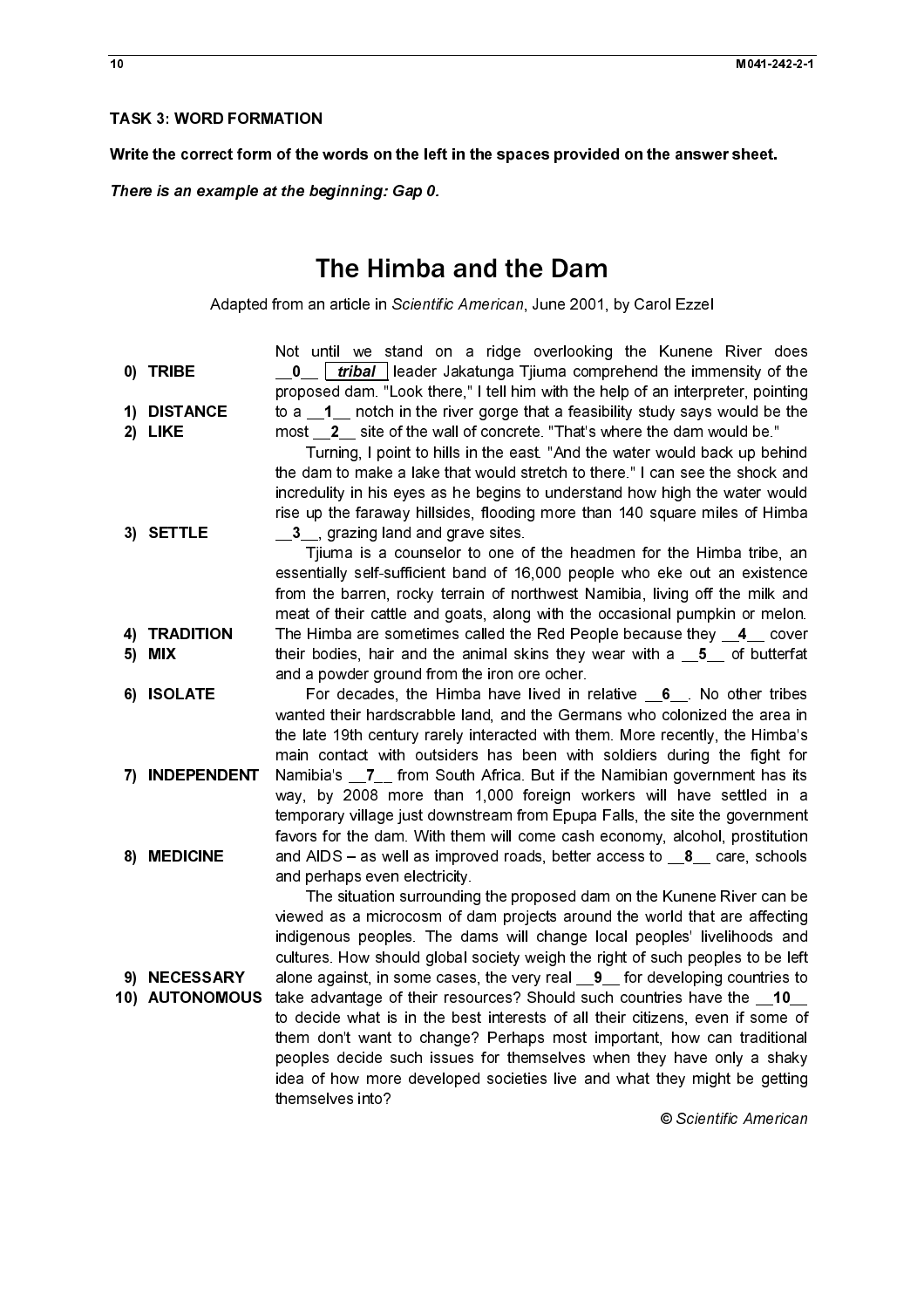## TASK 3: WORD FORMATION

**Write the correct form of the words on the left in the spaces provided on the answer sheet.**

***There is an example at the beginning: Gap 0.***

# The Himba and the Dam

Adapted from an article in *Scientific American*, June 2001, by Carol Ezzel

| | |
|---|---|
| **0) TRIBE** | Not until we stand on a ridge overlooking the Kunene River does __**0**__ ***tribal*** leader Jakatunga Tjiuma comprehend the immensity of the proposed dam. "Look there," I tell him with the help of an interpreter, pointing |
| **1) DISTANCE** | to a __**1**__ notch in the river gorge that a feasibility study says would be the |
| **2) LIKE** | most __**2**__ site of the wall of concrete. "That's where the dam would be." |
| | Turning, I point to hills in the east. "And the water would back up behind the dam to make a lake that would stretch to there." I can see the shock and incredulity in his eyes as he begins to understand how high the water would rise up the faraway hillsides, flooding more than 140 square miles of Himba |
| **3) SETTLE** | __**3**__, grazing land and grave sites. |
| | Tjiuma is a counselor to one of the headmen for the Himba tribe, an essentially self-sufficient band of 16,000 people who eke out an existence from the barren, rocky terrain of northwest Namibia, living off the milk and meat of their cattle and goats, along with the occasional pumpkin or melon. |
| **4) TRADITION** | The Himba are sometimes called the Red People because they __**4**__ cover |
| **5) MIX** | their bodies, hair and the animal skins they wear with a __**5**__ of butterfat and a powder ground from the iron ore ocher. |
| **6) ISOLATE** | For decades, the Himba have lived in relative __**6**__. No other tribes wanted their hardscrabble land, and the Germans who colonized the area in the late 19th century rarely interacted with them. More recently, the Himba's main contact with outsiders has been with soldiers during the fight for |
| **7) INDEPENDENT** | Namibia's __**7**__ from South Africa. But if the Namibian government has its way, by 2008 more than 1,000 foreign workers will have settled in a temporary village just downstream from Epupa Falls, the site the government favors for the dam. With them will come cash economy, alcohol, prostitution |
| **8) MEDICINE** | and AIDS – as well as improved roads, better access to __**8**__ care, schools and perhaps even electricity. |
| | The situation surrounding the proposed dam on the Kunene River can be viewed as a microcosm of dam projects around the world that are affecting indigenous peoples. The dams will change local peoples' livelihoods and cultures. How should global society weigh the right of such peoples to be left |
| **9) NECESSARY** | alone against, in some cases, the very real __**9**__ for developing countries to |
| **10) AUTONOMOUS** | take advantage of their resources? Should such countries have the __**10**__ to decide what is in the best interests of all their citizens, even if some of them don't want to change? Perhaps most important, how can traditional peoples decide such issues for themselves when they have only a shaky idea of how more developed societies live and what they might be getting themselves into? |

*© Scientific American*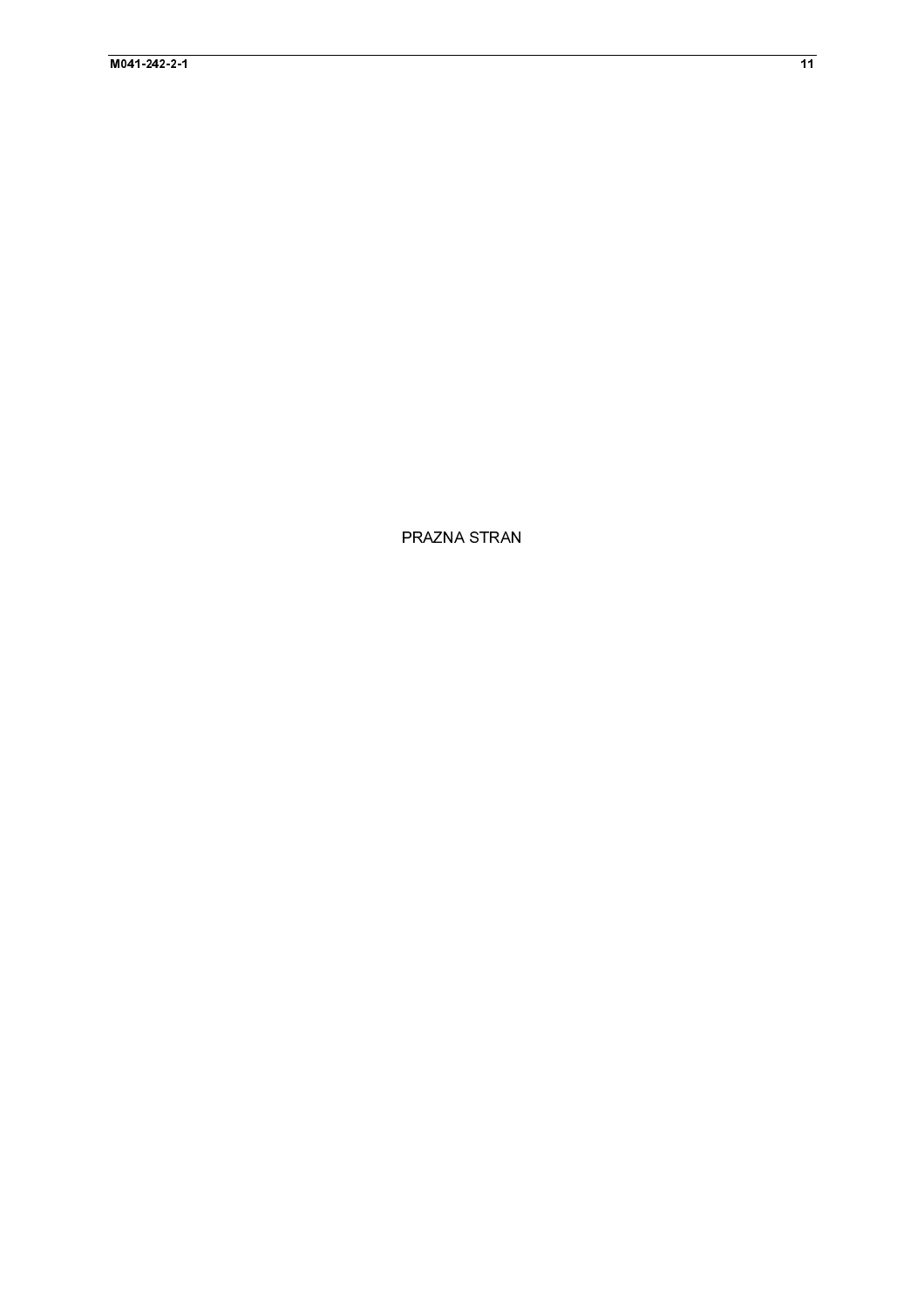PRAZNA STRAN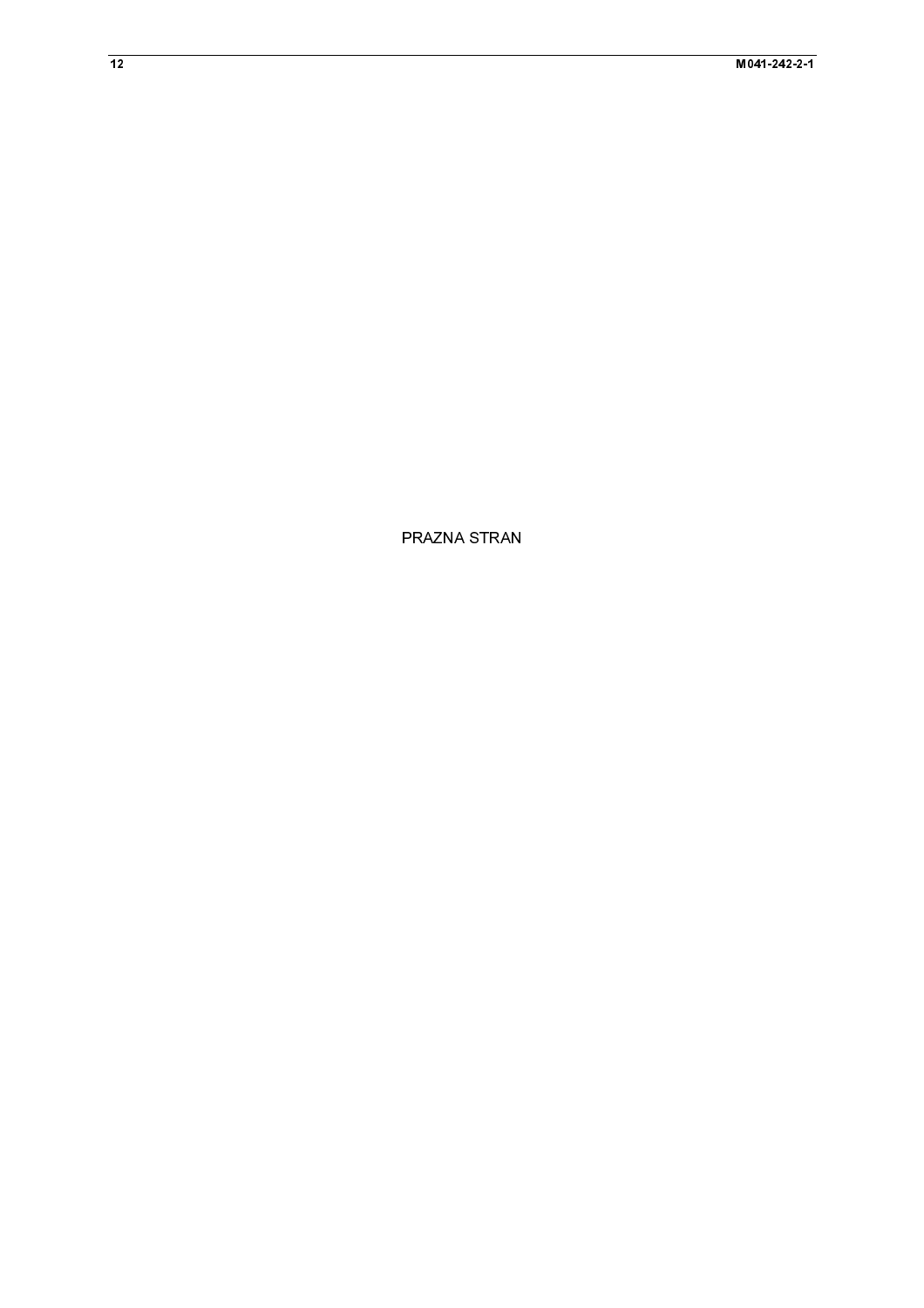PRAZNA STRAN